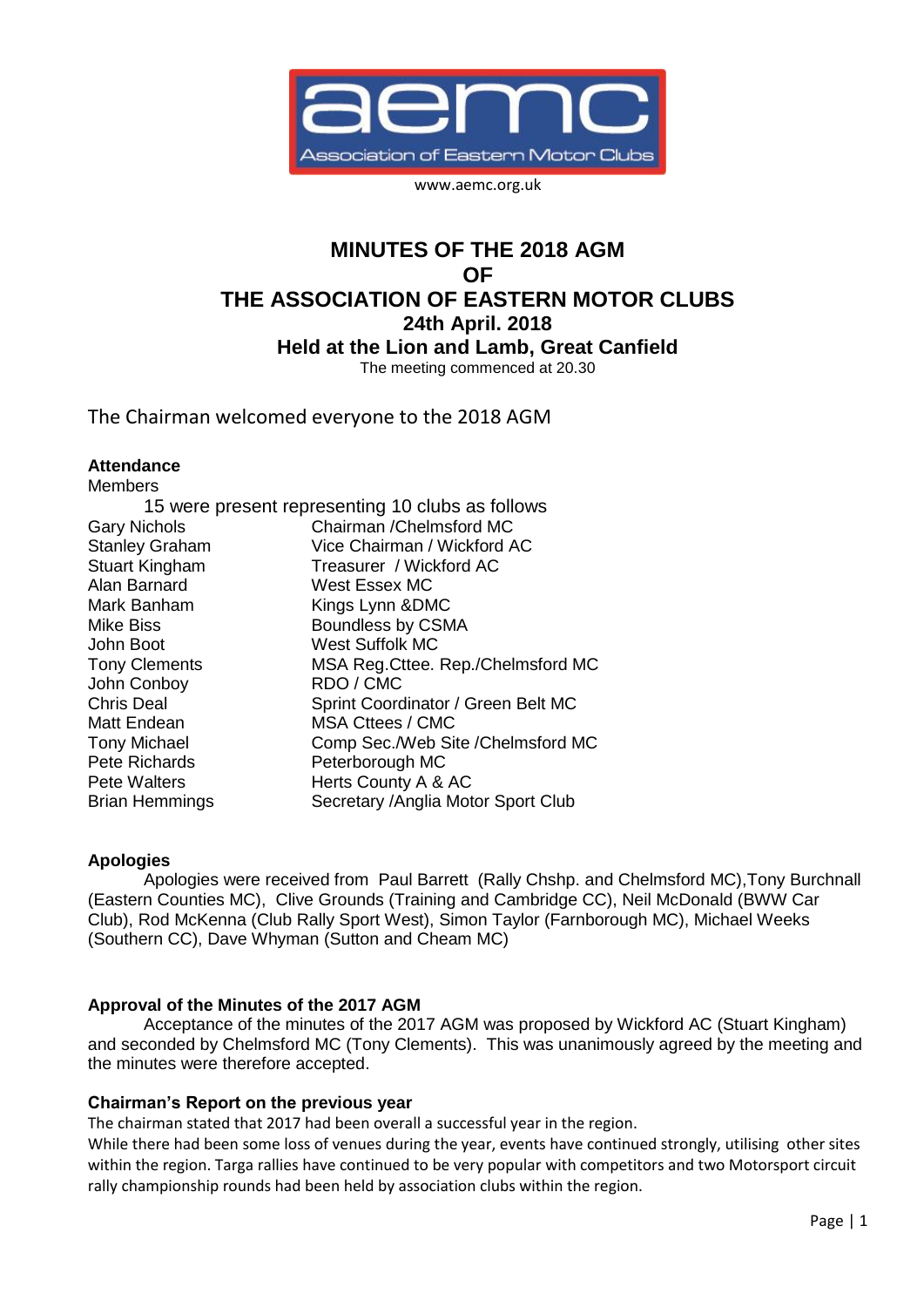www.aemc.org.uk

# MINUTES OF THE 2018 AGM
# OF
# THE ASSOCIATION OF EASTERN MOTOR CLUBS

**24th April. 2018**

**Held at the Lion and Lamb, Great Canfield**

The meeting commenced at 20.30

The Chairman welcomed everyone to the 2018 AGM

**Attendance**

Members

15 were present representing 10 clubs as follows

| | |
|---|---|
| Gary Nichols | Chairman /Chelmsford MC |
| Stanley Graham | Vice Chairman / Wickford AC |
| Stuart Kingham | Treasurer / Wickford AC |
| Alan Barnard | West Essex MC |
| Mark Banham | Kings Lynn &DMC |
| Mike Biss | Boundless by CSMA |
| John Boot | West Suffolk MC |
| Tony Clements | MSA Reg.Cttee. Rep./Chelmsford MC |
| John Conboy | RDO / CMC |
| Chris Deal | Sprint Coordinator / Green Belt MC |
| Matt Endean | MSA Cttees / CMC |
| Tony Michael | Comp Sec./Web Site /Chelmsford MC |
| Pete Richards | Peterborough MC |
| Pete Walters | Herts County A & AC |
| Brian Hemmings | Secretary /Anglia Motor Sport Club |

**Apologies**

Apologies were received from Paul Barrett (Rally Chshp. and Chelmsford MC),Tony Burchnall (Eastern Counties MC), Clive Grounds (Training and Cambridge CC), Neil McDonald (BWW Car Club), Rod McKenna (Club Rally Sport West), Simon Taylor (Farnborough MC), Michael Weeks (Southern CC), Dave Whyman (Sutton and Cheam MC)

**Approval of the Minutes of the 2017 AGM**

Acceptance of the minutes of the 2017 AGM was proposed by Wickford AC (Stuart Kingham) and seconded by Chelmsford MC (Tony Clements). This was unanimously agreed by the meeting and the minutes were therefore accepted.

**Chairman's Report on the previous year**

The chairman stated that 2017 had been overall a successful year in the region.

While there had been some loss of venues during the year, events have continued strongly, utilising other sites within the region. Targa rallies have continued to be very popular with competitors and two Motorsport circuit rally championship rounds had been held by association clubs within the region.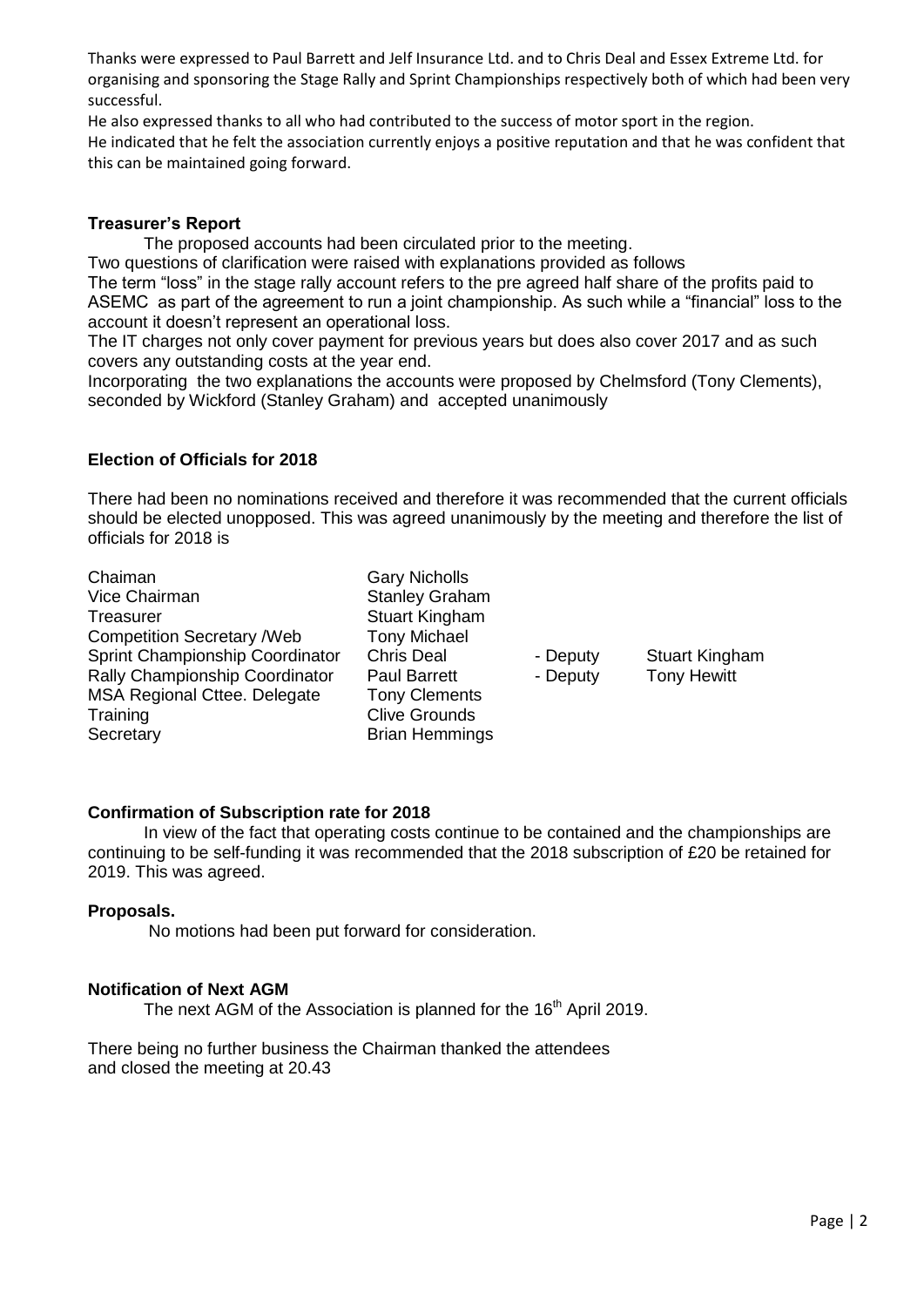Thanks were expressed to Paul Barrett and Jelf Insurance Ltd. and to Chris Deal and Essex Extreme Ltd. for organising and sponsoring the Stage Rally and Sprint Championships respectively both of which had been very successful.

He also expressed thanks to all who had contributed to the success of motor sport in the region.

He indicated that he felt the association currently enjoys a positive reputation and that he was confident that this can be maintained going forward.

**Treasurer's Report**

The proposed accounts had been circulated prior to the meeting.

Two questions of clarification were raised with explanations provided as follows

The term "loss" in the stage rally account refers to the pre agreed half share of the profits paid to ASEMC as part of the agreement to run a joint championship. As such while a "financial" loss to the account it doesn't represent an operational loss.

The IT charges not only cover payment for previous years but does also cover 2017 and as such covers any outstanding costs at the year end.

Incorporating the two explanations the accounts were proposed by Chelmsford (Tony Clements), seconded by Wickford (Stanley Graham) and accepted unanimously

**Election of Officials for 2018**

There had been no nominations received and therefore it was recommended that the current officials should be elected unopposed. This was agreed unanimously by the meeting and therefore the list of officials for 2018 is

| | | | |
|---|---|---|---|
| Chaiman | Gary Nicholls | | |
| Vice Chairman | Stanley Graham | | |
| Treasurer | Stuart Kingham | | |
| Competition Secretary /Web | Tony Michael | | |
| Sprint Championship Coordinator | Chris Deal | - Deputy | Stuart Kingham |
| Rally Championship Coordinator | Paul Barrett | - Deputy | Tony Hewitt |
| MSA Regional Cttee. Delegate | Tony Clements | | |
| Training | Clive Grounds | | |
| Secretary | Brian Hemmings | | |

**Confirmation of Subscription rate for 2018**

In view of the fact that operating costs continue to be contained and the championships are continuing to be self-funding it was recommended that the 2018 subscription of £20 be retained for 2019. This was agreed.

**Proposals.**

No motions had been put forward for consideration.

**Notification of Next AGM**

The next AGM of the Association is planned for the 16th April 2019.

There being no further business the Chairman thanked the attendees and closed the meeting at 20.43